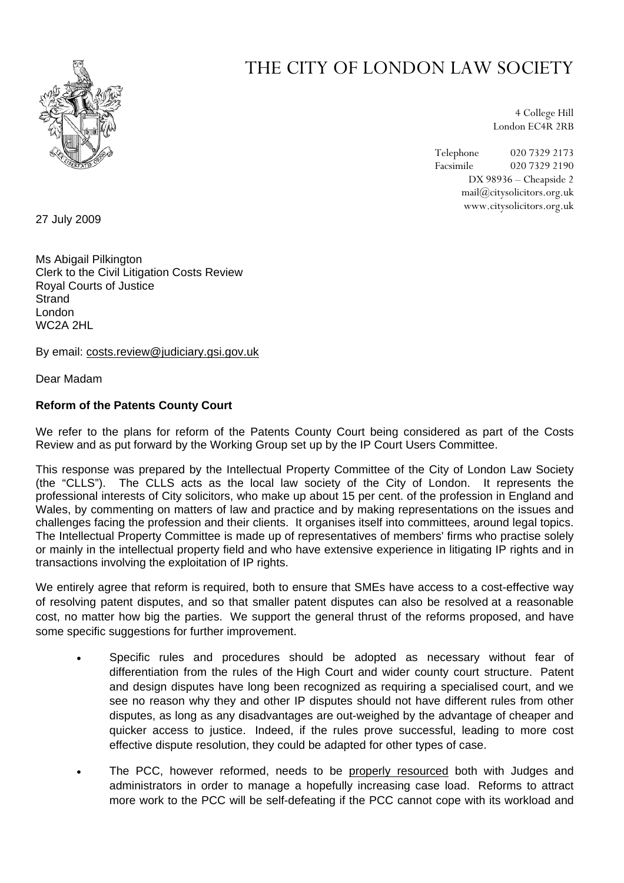# THE CITY OF LONDON LAW SOCIETY

4 College Hill
London EC4R 2RB

Telephone 020 7329 2173
Facsimile 020 7329 2190
DX 98936 – Cheapside 2
mail@citysolicitors.org.uk
www.citysolicitors.org.uk

27 July 2009

Ms Abigail Pilkington
Clerk to the Civil Litigation Costs Review
Royal Courts of Justice
Strand
London
WC2A 2HL

By email: costs.review@judiciary.gsi.gov.uk

Dear Madam

**Reform of the Patents County Court**

We refer to the plans for reform of the Patents County Court being considered as part of the Costs Review and as put forward by the Working Group set up by the IP Court Users Committee.

This response was prepared by the Intellectual Property Committee of the City of London Law Society (the "CLLS"). The CLLS acts as the local law society of the City of London. It represents the professional interests of City solicitors, who make up about 15 per cent. of the profession in England and Wales, by commenting on matters of law and practice and by making representations on the issues and challenges facing the profession and their clients. It organises itself into committees, around legal topics. The Intellectual Property Committee is made up of representatives of members' firms who practise solely or mainly in the intellectual property field and who have extensive experience in litigating IP rights and in transactions involving the exploitation of IP rights.

We entirely agree that reform is required, both to ensure that SMEs have access to a cost-effective way of resolving patent disputes, and so that smaller patent disputes can also be resolved at a reasonable cost, no matter how big the parties. We support the general thrust of the reforms proposed, and have some specific suggestions for further improvement.

- Specific rules and procedures should be adopted as necessary without fear of differentiation from the rules of the High Court and wider county court structure. Patent and design disputes have long been recognized as requiring a specialised court, and we see no reason why they and other IP disputes should not have different rules from other disputes, as long as any disadvantages are out-weighed by the advantage of cheaper and quicker access to justice. Indeed, if the rules prove successful, leading to more cost effective dispute resolution, they could be adapted for other types of case.

- The PCC, however reformed, needs to be properly resourced both with Judges and administrators in order to manage a hopefully increasing case load. Reforms to attract more work to the PCC will be self-defeating if the PCC cannot cope with its workload and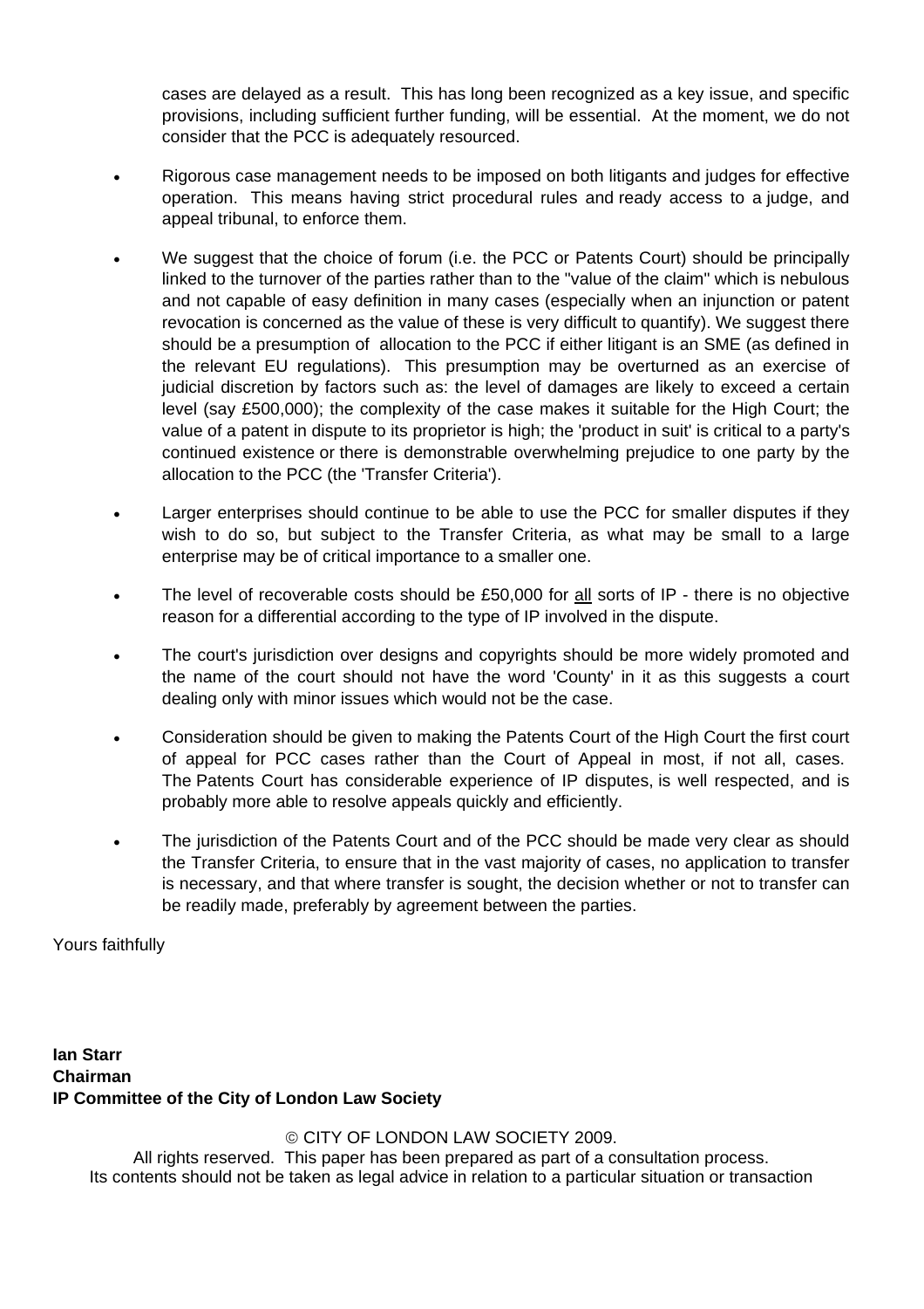cases are delayed as a result. This has long been recognized as a key issue, and specific provisions, including sufficient further funding, will be essential. At the moment, we do not consider that the PCC is adequately resourced.

- Rigorous case management needs to be imposed on both litigants and judges for effective operation. This means having strict procedural rules and ready access to a judge, and appeal tribunal, to enforce them.

- We suggest that the choice of forum (i.e. the PCC or Patents Court) should be principally linked to the turnover of the parties rather than to the "value of the claim" which is nebulous and not capable of easy definition in many cases (especially when an injunction or patent revocation is concerned as the value of these is very difficult to quantify). We suggest there should be a presumption of allocation to the PCC if either litigant is an SME (as defined in the relevant EU regulations). This presumption may be overturned as an exercise of judicial discretion by factors such as: the level of damages are likely to exceed a certain level (say £500,000); the complexity of the case makes it suitable for the High Court; the value of a patent in dispute to its proprietor is high; the 'product in suit' is critical to a party's continued existence or there is demonstrable overwhelming prejudice to one party by the allocation to the PCC (the 'Transfer Criteria').

- Larger enterprises should continue to be able to use the PCC for smaller disputes if they wish to do so, but subject to the Transfer Criteria, as what may be small to a large enterprise may be of critical importance to a smaller one.

- The level of recoverable costs should be £50,000 for all sorts of IP - there is no objective reason for a differential according to the type of IP involved in the dispute.

- The court's jurisdiction over designs and copyrights should be more widely promoted and the name of the court should not have the word 'County' in it as this suggests a court dealing only with minor issues which would not be the case.

- Consideration should be given to making the Patents Court of the High Court the first court of appeal for PCC cases rather than the Court of Appeal in most, if not all, cases. The Patents Court has considerable experience of IP disputes, is well respected, and is probably more able to resolve appeals quickly and efficiently.

- The jurisdiction of the Patents Court and of the PCC should be made very clear as should the Transfer Criteria, to ensure that in the vast majority of cases, no application to transfer is necessary, and that where transfer is sought, the decision whether or not to transfer can be readily made, preferably by agreement between the parties.

Yours faithfully

**Ian Starr**
**Chairman**
**IP Committee of the City of London Law Society**

© CITY OF LONDON LAW SOCIETY 2009.
All rights reserved. This paper has been prepared as part of a consultation process.
Its contents should not be taken as legal advice in relation to a particular situation or transaction